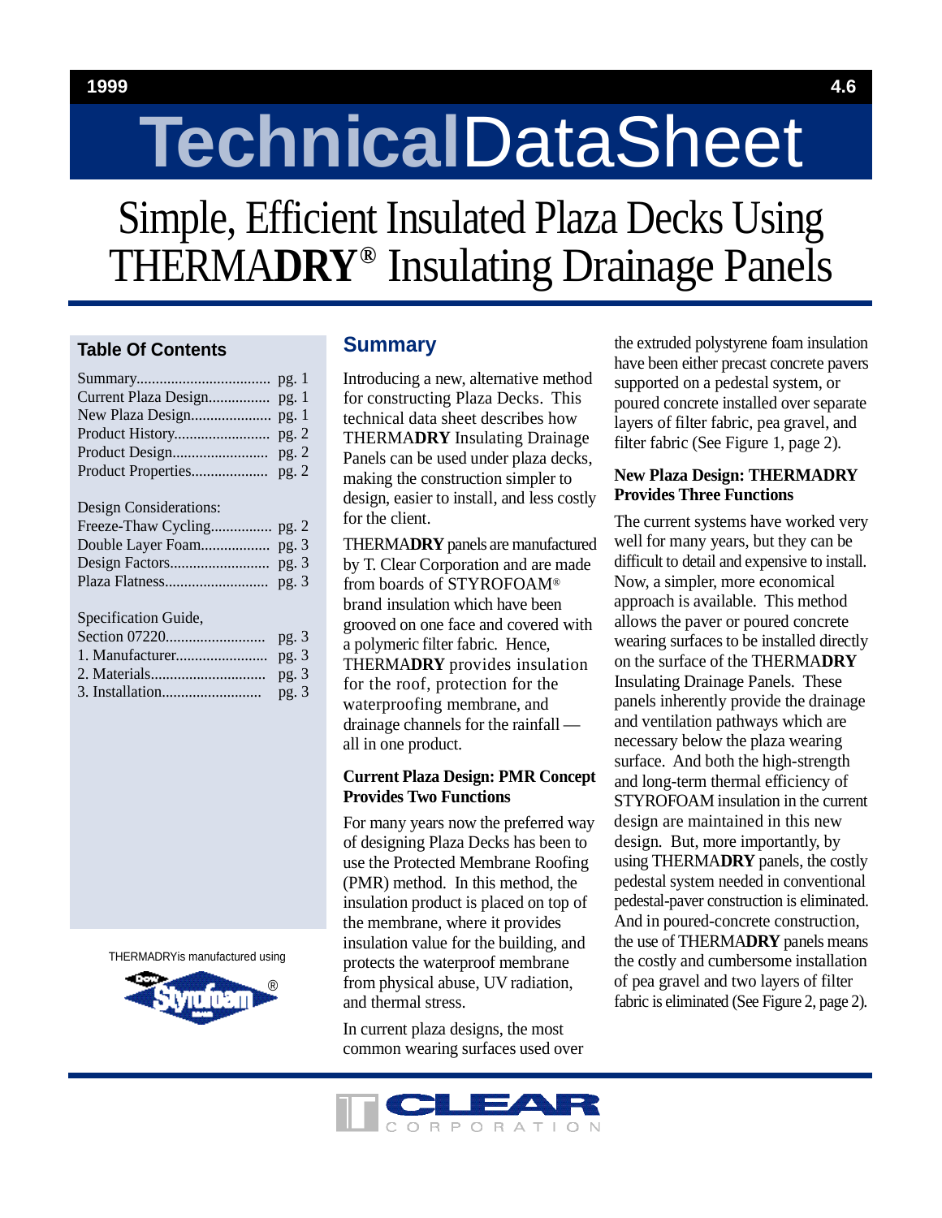# TechnicalDataSheet

# Simple, Efficient Insulated Plaza Decks Using THERMA**DRY**® Insulating Drainage Panels

### Table Of Contents

| | |
|---|---|
| Summary | pg. 1 |
| Current Plaza Design | pg. 1 |
| New Plaza Design | pg. 1 |
| Product History | pg. 2 |
| Product Design | pg. 2 |
| Product Properties | pg. 2 |

Design Considerations:

| | |
|---|---|
| Freeze-Thaw Cycling | pg. 2 |
| Double Layer Foam | pg. 3 |
| Design Factors | pg. 3 |
| Plaza Flatness | pg. 3 |

Specification Guide,

| | |
|---|---|
| Section 07220 | pg. 3 |
| 1. Manufacturer | pg. 3 |
| 2. Materials | pg. 3 |
| 3. Installation | pg. 3 |

THERMADRY is manufactured using Dow Styrofoam®

## Summary

Introducing a new, alternative method for constructing Plaza Decks. This technical data sheet describes how THERMA**DRY** Insulating Drainage Panels can be used under plaza decks, making the construction simpler to design, easier to install, and less costly for the client.

THERMA**DRY** panels are manufactured by T. Clear Corporation and are made from boards of STYROFOAM® brand insulation which have been grooved on one face and covered with a polymeric filter fabric. Hence, THERMA**DRY** provides insulation for the roof, protection for the waterproofing membrane, and drainage channels for the rainfall — all in one product.

### Current Plaza Design: PMR Concept Provides Two Functions

For many years now the preferred way of designing Plaza Decks has been to use the Protected Membrane Roofing (PMR) method. In this method, the insulation product is placed on top of the membrane, where it provides insulation value for the building, and protects the waterproof membrane from physical abuse, UV radiation, and thermal stress.

In current plaza designs, the most common wearing surfaces used over the extruded polystyrene foam insulation have been either precast concrete pavers supported on a pedestal system, or poured concrete installed over separate layers of filter fabric, pea gravel, and filter fabric (See Figure 1, page 2).

### New Plaza Design: THERMADRY Provides Three Functions

The current systems have worked very well for many years, but they can be difficult to detail and expensive to install. Now, a simpler, more economical approach is available. This method allows the paver or poured concrete wearing surfaces to be installed directly on the surface of the THERMA**DRY** Insulating Drainage Panels. These panels inherently provide the drainage and ventilation pathways which are necessary below the plaza wearing surface. And both the high-strength and long-term thermal efficiency of STYROFOAM insulation in the current design are maintained in this new design. But, more importantly, by using THERMA**DRY** panels, the costly pedestal system needed in conventional pedestal-paver construction is eliminated. And in poured-concrete construction, the use of THERMA**DRY** panels means the costly and cumbersome installation of pea gravel and two layers of filter fabric is eliminated (See Figure 2, page 2).

CLEAR CORPORATION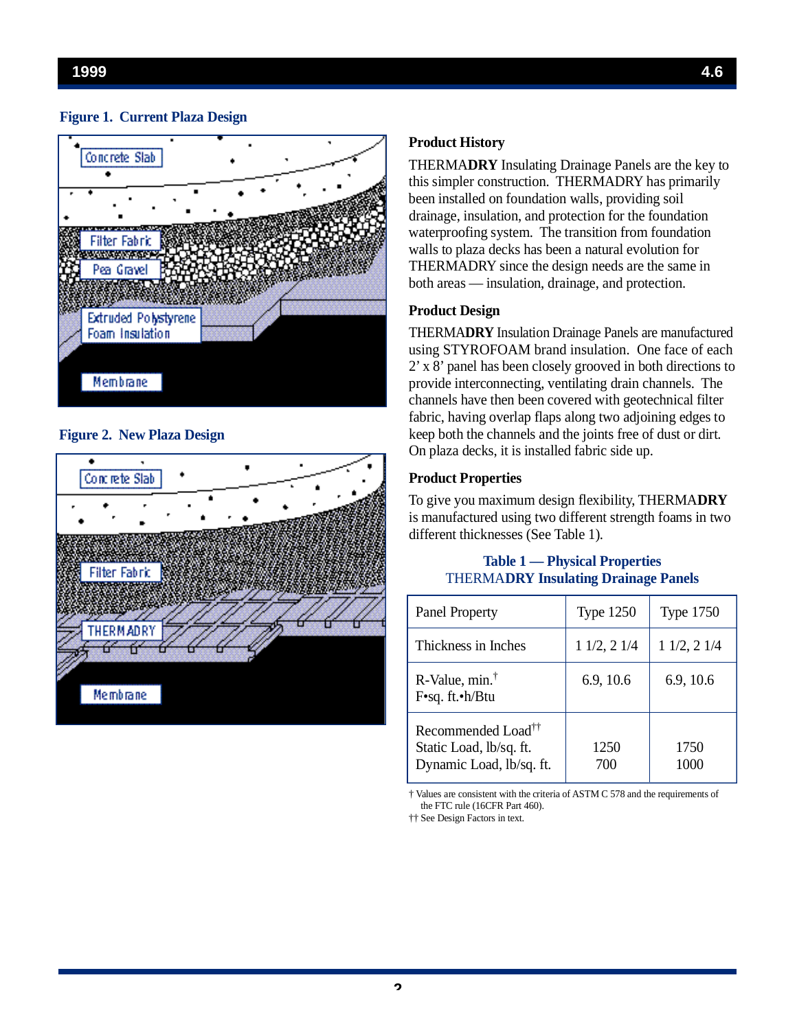**Figure 1. Current Plaza Design**

**Figure 2. New Plaza Design**

### Product History

THERMA**DRY** Insulating Drainage Panels are the key to this simpler construction. THERMADRY has primarily been installed on foundation walls, providing soil drainage, insulation, and protection for the foundation waterproofing system. The transition from foundation walls to plaza decks has been a natural evolution for THERMADRY since the design needs are the same in both areas — insulation, drainage, and protection.

### Product Design

THERMA**DRY** Insulation Drainage Panels are manufactured using STYROFOAM brand insulation. One face of each 2' x 8' panel has been closely grooved in both directions to provide interconnecting, ventilating drain channels. The channels have then been covered with geotechnical filter fabric, having overlap flaps along two adjoining edges to keep both the channels and the joints free of dust or dirt. On plaza decks, it is installed fabric side up.

### Product Properties

To give you maximum design flexibility, THERMA**DRY** is manufactured using two different strength foams in two different thicknesses (See Table 1).

**Table 1 — Physical Properties**
**THERMADRY Insulating Drainage Panels**

| Panel Property | Type 1250 | Type 1750 |
|---|---|---|
| Thickness in Inches | 1 1/2, 2 1/4 | 1 1/2, 2 1/4 |
| R-Value, min.† F•sq. ft.•h/Btu | 6.9, 10.6 | 6.9, 10.6 |
| Recommended Load†† Static Load, lb/sq. ft. Dynamic Load, lb/sq. ft. | 1250 700 | 1750 1000 |

† Values are consistent with the criteria of ASTM C 578 and the requirements of the FTC rule (16CFR Part 460).
†† See Design Factors in text.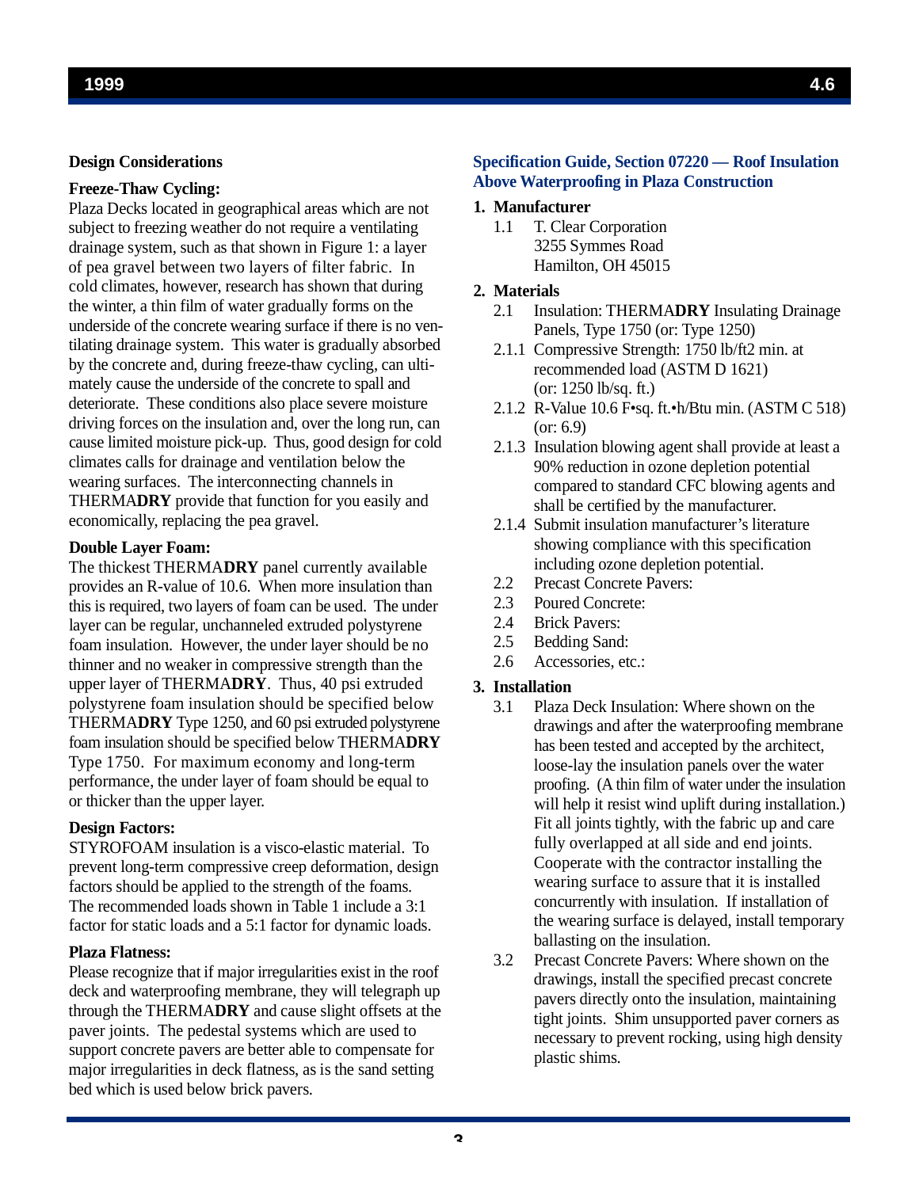## Design Considerations

### Freeze-Thaw Cycling:

Plaza Decks located in geographical areas which are not subject to freezing weather do not require a ventilating drainage system, such as that shown in Figure 1: a layer of pea gravel between two layers of filter fabric. In cold climates, however, research has shown that during the winter, a thin film of water gradually forms on the underside of the concrete wearing surface if there is no ventilating drainage system. This water is gradually absorbed by the concrete and, during freeze-thaw cycling, can ultimately cause the underside of the concrete to spall and deteriorate. These conditions also place severe moisture driving forces on the insulation and, over the long run, can cause limited moisture pick-up. Thus, good design for cold climates calls for drainage and ventilation below the wearing surfaces. The interconnecting channels in THERMA**DRY** provide that function for you easily and economically, replacing the pea gravel.

### Double Layer Foam:

The thickest THERMA**DRY** panel currently available provides an R-value of 10.6. When more insulation than this is required, two layers of foam can be used. The under layer can be regular, unchanneled extruded polystyrene foam insulation. However, the under layer should be no thinner and no weaker in compressive strength than the upper layer of THERMA**DRY**. Thus, 40 psi extruded polystyrene foam insulation should be specified below THERMA**DRY** Type 1250, and 60 psi extruded polystyrene foam insulation should be specified below THERMA**DRY** Type 1750. For maximum economy and long-term performance, the under layer of foam should be equal to or thicker than the upper layer.

### Design Factors:

STYROFOAM insulation is a visco-elastic material. To prevent long-term compressive creep deformation, design factors should be applied to the strength of the foams. The recommended loads shown in Table 1 include a 3:1 factor for static loads and a 5:1 factor for dynamic loads.

### Plaza Flatness:

Please recognize that if major irregularities exist in the roof deck and waterproofing membrane, they will telegraph up through the THERMA**DRY** and cause slight offsets at the paver joints. The pedestal systems which are used to support concrete pavers are better able to compensate for major irregularities in deck flatness, as is the sand setting bed which is used below brick pavers.

## Specification Guide, Section 07220 — Roof Insulation Above Waterproofing in Plaza Construction

**1. Manufacturer**

1.1 T. Clear Corporation
3255 Symmes Road
Hamilton, OH 45015

**2. Materials**

2.1 Insulation: THERMA**DRY** Insulating Drainage Panels, Type 1750 (or: Type 1250)

2.1.1 Compressive Strength: 1750 lb/ft2 min. at recommended load (ASTM D 1621) (or: 1250 lb/sq. ft.)

2.1.2 R-Value 10.6 F•sq. ft.•h/Btu min. (ASTM C 518) (or: 6.9)

2.1.3 Insulation blowing agent shall provide at least a 90% reduction in ozone depletion potential compared to standard CFC blowing agents and shall be certified by the manufacturer.

2.1.4 Submit insulation manufacturer's literature showing compliance with this specification including ozone depletion potential.

2.2 Precast Concrete Pavers:

2.3 Poured Concrete:

2.4 Brick Pavers:

2.5 Bedding Sand:

2.6 Accessories, etc.:

**3. Installation**

3.1 Plaza Deck Insulation: Where shown on the drawings and after the waterproofing membrane has been tested and accepted by the architect, loose-lay the insulation panels over the water proofing. (A thin film of water under the insulation will help it resist wind uplift during installation.) Fit all joints tightly, with the fabric up and care fully overlapped at all side and end joints. Cooperate with the contractor installing the wearing surface to assure that it is installed concurrently with insulation. If installation of the wearing surface is delayed, install temporary ballasting on the insulation.

3.2 Precast Concrete Pavers: Where shown on the drawings, install the specified precast concrete pavers directly onto the insulation, maintaining tight joints. Shim unsupported paver corners as necessary to prevent rocking, using high density plastic shims.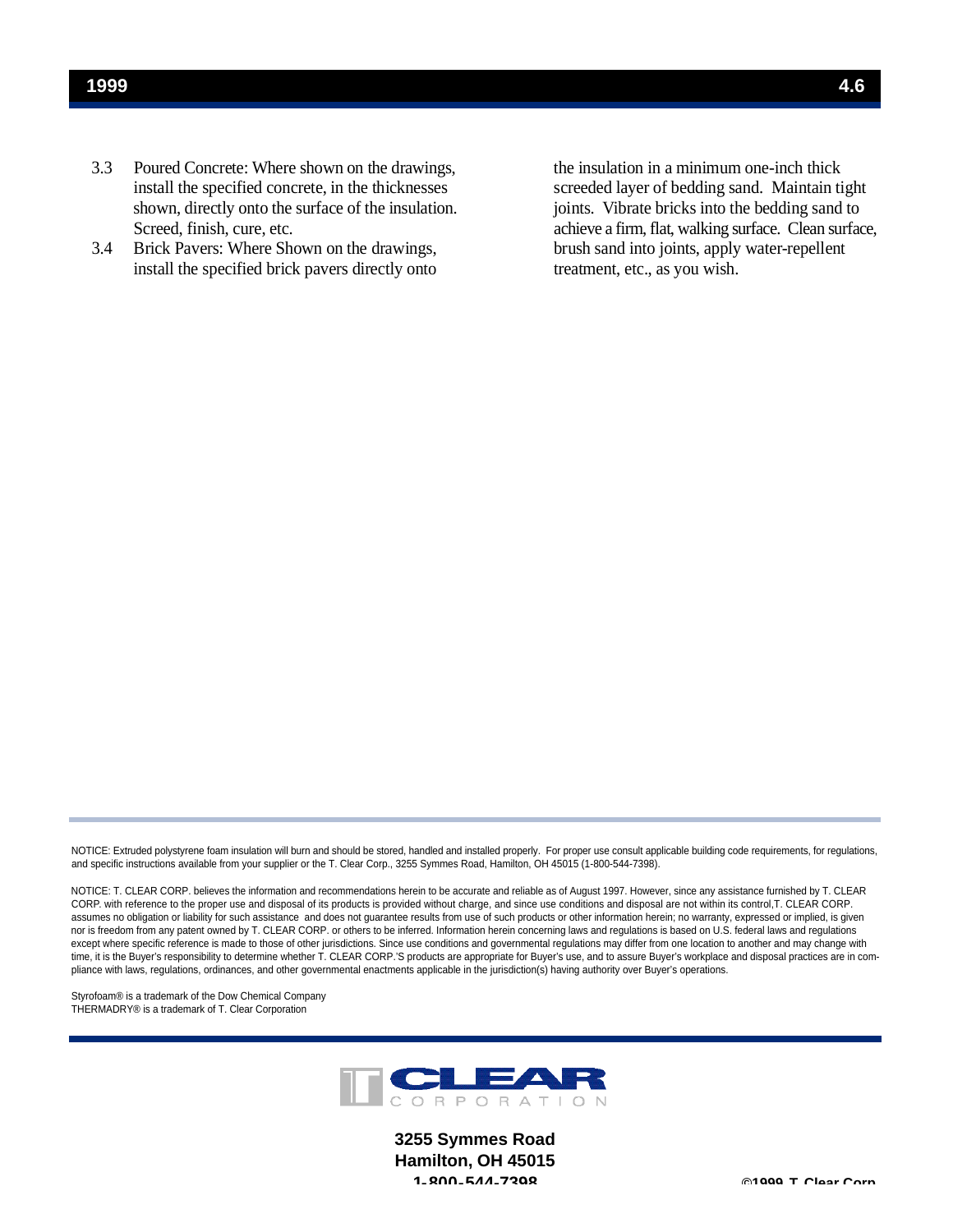3.3 Poured Concrete: Where shown on the drawings, install the specified concrete, in the thicknesses shown, directly onto the surface of the insulation. Screed, finish, cure, etc.

3.4 Brick Pavers: Where Shown on the drawings, install the specified brick pavers directly onto the insulation in a minimum one-inch thick screeded layer of bedding sand. Maintain tight joints. Vibrate bricks into the bedding sand to achieve a firm, flat, walking surface. Clean surface, brush sand into joints, apply water-repellent treatment, etc., as you wish.

NOTICE: Extruded polystyrene foam insulation will burn and should be stored, handled and installed properly. For proper use consult applicable building code requirements, for regulations, and specific instructions available from your supplier or the T. Clear Corp., 3255 Symmes Road, Hamilton, OH 45015 (1-800-544-7398).

NOTICE: T. CLEAR CORP. believes the information and recommendations herein to be accurate and reliable as of August 1997. However, since any assistance furnished by T. CLEAR CORP. with reference to the proper use and disposal of its products is provided without charge, and since use conditions and disposal are not within its control,T. CLEAR CORP. assumes no obligation or liability for such assistance and does not guarantee results from use of such products or other information herein; no warranty, expressed or implied, is given nor is freedom from any patent owned by T. CLEAR CORP. or others to be inferred. Information herein concerning laws and regulations is based on U.S. federal laws and regulations except where specific reference is made to those of other jurisdictions. Since use conditions and governmental regulations may differ from one location to another and may change with time, it is the Buyer's responsibility to determine whether T. CLEAR CORP.'S products are appropriate for Buyer's use, and to assure Buyer's workplace and disposal practices are in compliance with laws, regulations, ordinances, and other governmental enactments applicable in the jurisdiction(s) having authority over Buyer's operations.

Styrofoam® is a trademark of the Dow Chemical Company
THERMADRY® is a trademark of T. Clear Corporation

T CLEAR CORPORATION

**3255 Symmes Road**
**Hamilton, OH 45015**
**1-800-544-7398**

**©1999 T. Clear Corp.**